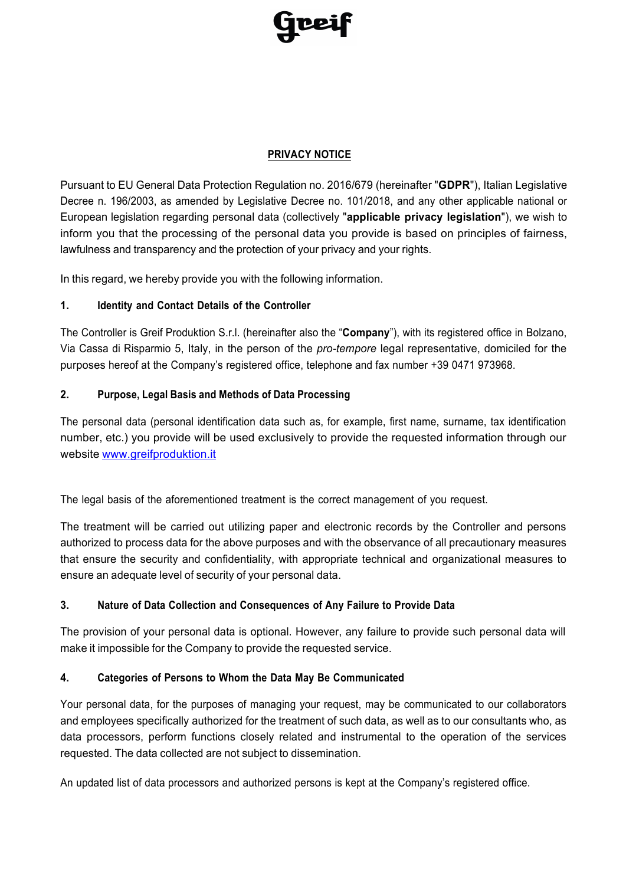**Greif**

# PRIVACY NOTICE

Pursuant to EU General Data Protection Regulation no. 2016/679 (hereinafter "**GDPR**"), Italian Legislative Decree n. 196/2003, as amended by Legislative Decree no. 101/2018, and any other applicable national or European legislation regarding personal data (collectively "**applicable privacy legislation**"), we wish to inform you that the processing of the personal data you provide is based on principles of fairness, lawfulness and transparency and the protection of your privacy and your rights.

In this regard, we hereby provide you with the following information.

## 1. Identity and Contact Details of the Controller

The Controller is Greif Produktion S.r.l. (hereinafter also the "**Company**"), with its registered office in Bolzano, Via Cassa di Risparmio 5, Italy, in the person of the *pro-tempore* legal representative, domiciled for the purposes hereof at the Company's registered office, telephone and fax number +39 0471 973968.

## 2. Purpose, Legal Basis and Methods of Data Processing

The personal data (personal identification data such as, for example, first name, surname, tax identification number, etc.) you provide will be used exclusively to provide the requested information through our website [www.greifproduktion.it](www.greifproduktion.it)

The legal basis of the aforementioned treatment is the correct management of you request.

The treatment will be carried out utilizing paper and electronic records by the Controller and persons authorized to process data for the above purposes and with the observance of all precautionary measures that ensure the security and confidentiality, with appropriate technical and organizational measures to ensure an adequate level of security of your personal data.

## 3. Nature of Data Collection and Consequences of Any Failure to Provide Data

The provision of your personal data is optional. However, any failure to provide such personal data will make it impossible for the Company to provide the requested service.

## 4. Categories of Persons to Whom the Data May Be Communicated

Your personal data, for the purposes of managing your request, may be communicated to our collaborators and employees specifically authorized for the treatment of such data, as well as to our consultants who, as data processors, perform functions closely related and instrumental to the operation of the services requested. The data collected are not subject to dissemination.

An updated list of data processors and authorized persons is kept at the Company's registered office.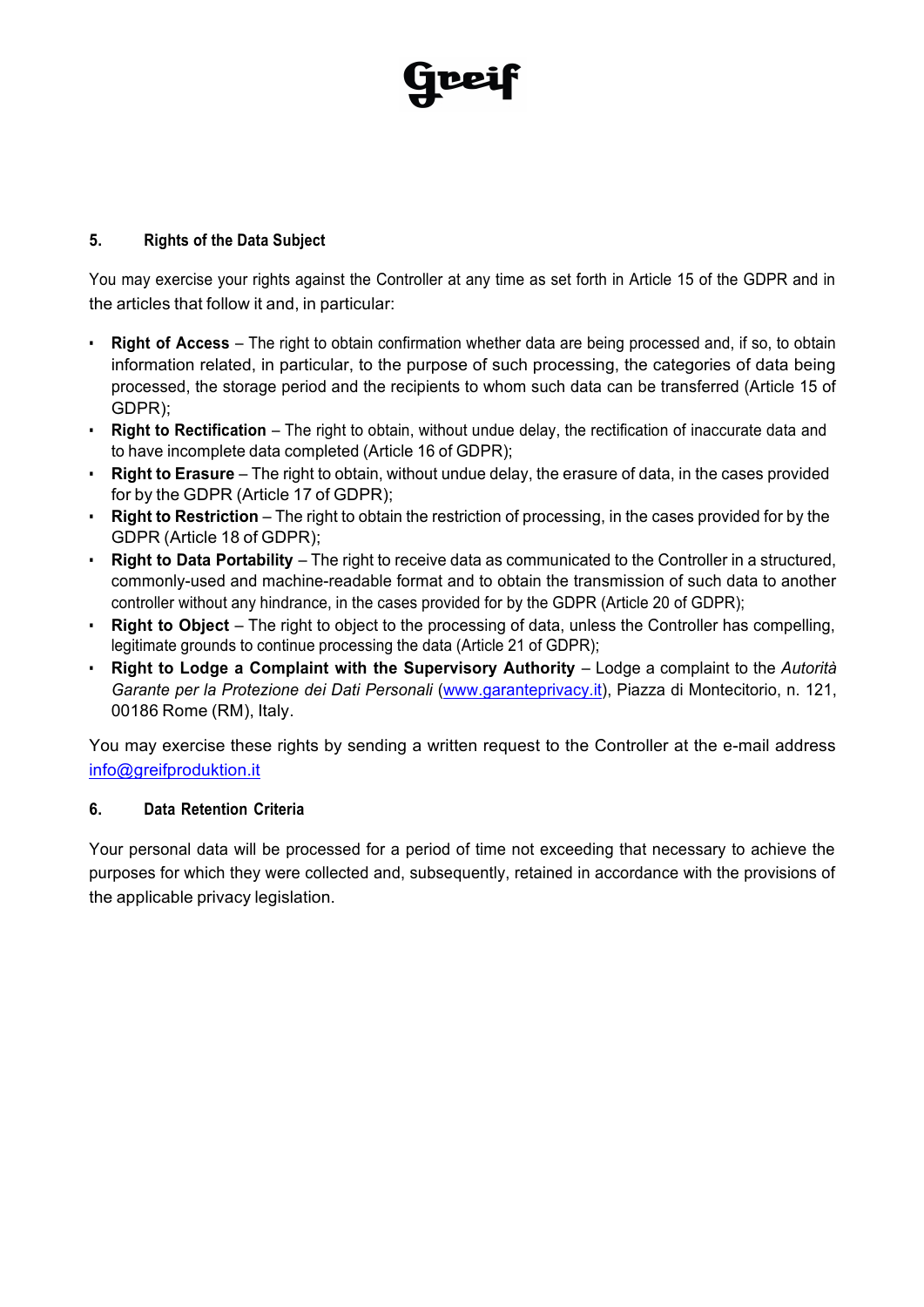## 5. Rights of the Data Subject

You may exercise your rights against the Controller at any time as set forth in Article 15 of the GDPR and in the articles that follow it and, in particular:

- **Right of Access** – The right to obtain confirmation whether data are being processed and, if so, to obtain information related, in particular, to the purpose of such processing, the categories of data being processed, the storage period and the recipients to whom such data can be transferred (Article 15 of GDPR);
- **Right to Rectification** – The right to obtain, without undue delay, the rectification of inaccurate data and to have incomplete data completed (Article 16 of GDPR);
- **Right to Erasure** – The right to obtain, without undue delay, the erasure of data, in the cases provided for by the GDPR (Article 17 of GDPR);
- **Right to Restriction** – The right to obtain the restriction of processing, in the cases provided for by the GDPR (Article 18 of GDPR);
- **Right to Data Portability** – The right to receive data as communicated to the Controller in a structured, commonly-used and machine-readable format and to obtain the transmission of such data to another controller without any hindrance, in the cases provided for by the GDPR (Article 20 of GDPR);
- **Right to Object** – The right to object to the processing of data, unless the Controller has compelling, legitimate grounds to continue processing the data (Article 21 of GDPR);
- **Right to Lodge a Complaint with the Supervisory Authority** – Lodge a complaint to the *Autorità Garante per la Protezione dei Dati Personali* (www.garanteprivacy.it), Piazza di Montecitorio, n. 121, 00186 Rome (RM), Italy.

You may exercise these rights by sending a written request to the Controller at the e-mail address info@greifproduktion.it

## 6. Data Retention Criteria

Your personal data will be processed for a period of time not exceeding that necessary to achieve the purposes for which they were collected and, subsequently, retained in accordance with the provisions of the applicable privacy legislation.